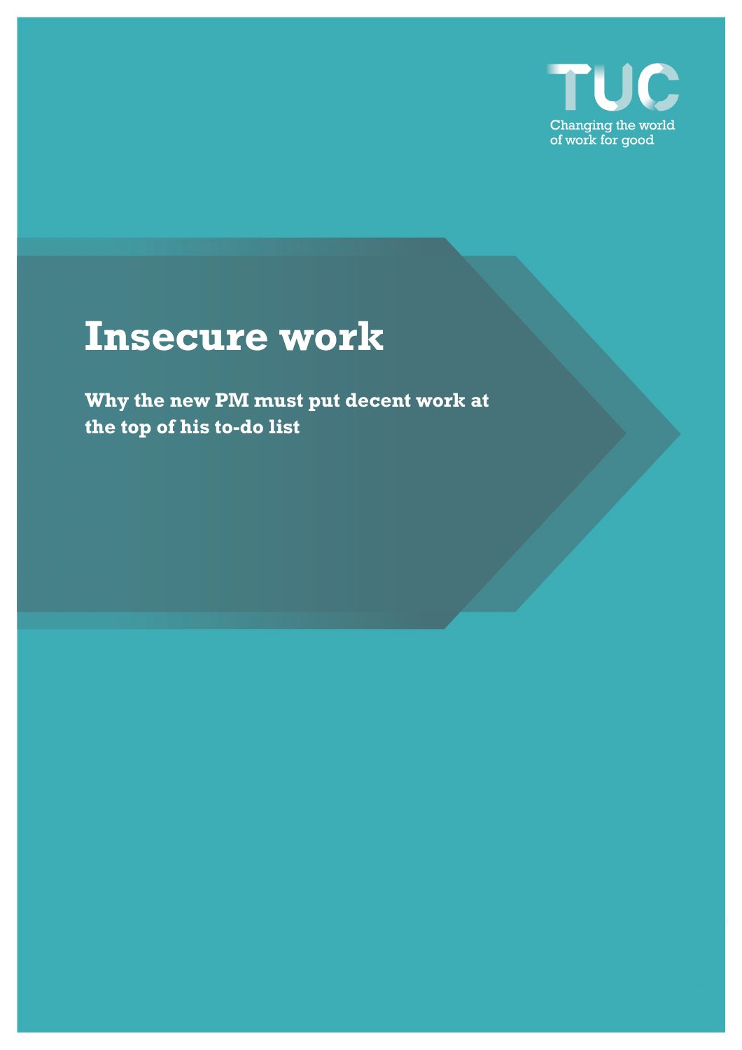TUC

Changing the world of work for good

# Insecure work

**Why the new PM must put decent work at the top of his to-do list**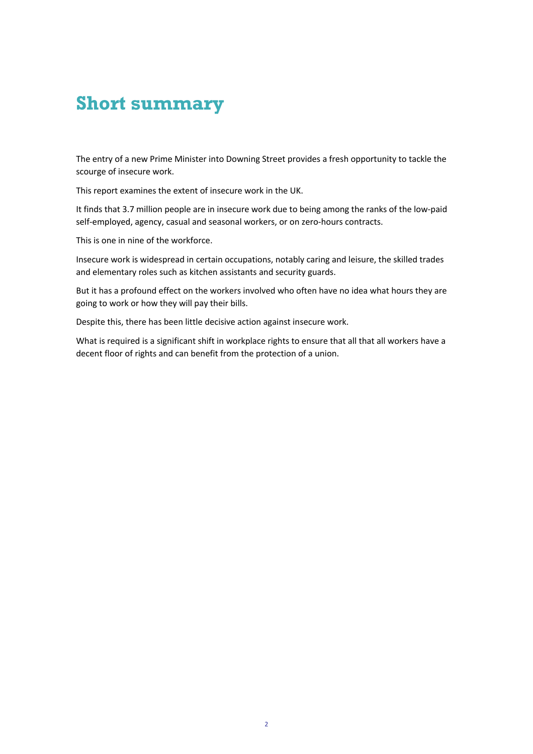# Short summary

The entry of a new Prime Minister into Downing Street provides a fresh opportunity to tackle the scourge of insecure work.

This report examines the extent of insecure work in the UK.

It finds that 3.7 million people are in insecure work due to being among the ranks of the low-paid self-employed, agency, casual and seasonal workers, or on zero-hours contracts.

This is one in nine of the workforce.

Insecure work is widespread in certain occupations, notably caring and leisure, the skilled trades and elementary roles such as kitchen assistants and security guards.

But it has a profound effect on the workers involved who often have no idea what hours they are going to work or how they will pay their bills.

Despite this, there has been little decisive action against insecure work.

What is required is a significant shift in workplace rights to ensure that all that all workers have a decent floor of rights and can benefit from the protection of a union.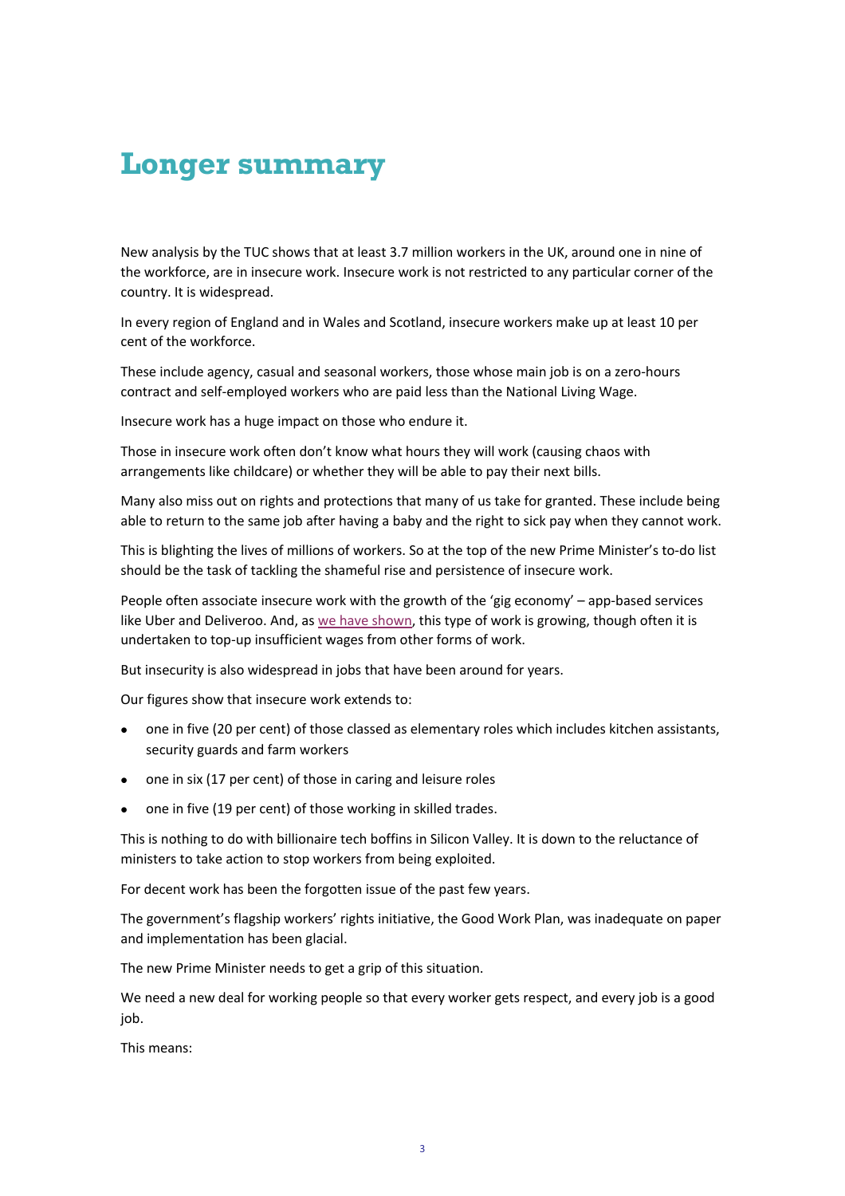# Longer summary

New analysis by the TUC shows that at least 3.7 million workers in the UK, around one in nine of the workforce, are in insecure work. Insecure work is not restricted to any particular corner of the country. It is widespread.

In every region of England and in Wales and Scotland, insecure workers make up at least 10 per cent of the workforce.

These include agency, casual and seasonal workers, those whose main job is on a zero-hours contract and self-employed workers who are paid less than the National Living Wage.

Insecure work has a huge impact on those who endure it.

Those in insecure work often don't know what hours they will work (causing chaos with arrangements like childcare) or whether they will be able to pay their next bills.

Many also miss out on rights and protections that many of us take for granted. These include being able to return to the same job after having a baby and the right to sick pay when they cannot work.

This is blighting the lives of millions of workers. So at the top of the new Prime Minister's to-do list should be the task of tackling the shameful rise and persistence of insecure work.

People often associate insecure work with the growth of the 'gig economy' – app-based services like Uber and Deliveroo. And, as we have shown, this type of work is growing, though often it is undertaken to top-up insufficient wages from other forms of work.

But insecurity is also widespread in jobs that have been around for years.

Our figures show that insecure work extends to:

- one in five (20 per cent) of those classed as elementary roles which includes kitchen assistants, security guards and farm workers
- one in six (17 per cent) of those in caring and leisure roles
- one in five (19 per cent) of those working in skilled trades.

This is nothing to do with billionaire tech boffins in Silicon Valley. It is down to the reluctance of ministers to take action to stop workers from being exploited.

For decent work has been the forgotten issue of the past few years.

The government's flagship workers' rights initiative, the Good Work Plan, was inadequate on paper and implementation has been glacial.

The new Prime Minister needs to get a grip of this situation.

We need a new deal for working people so that every worker gets respect, and every job is a good job.

This means: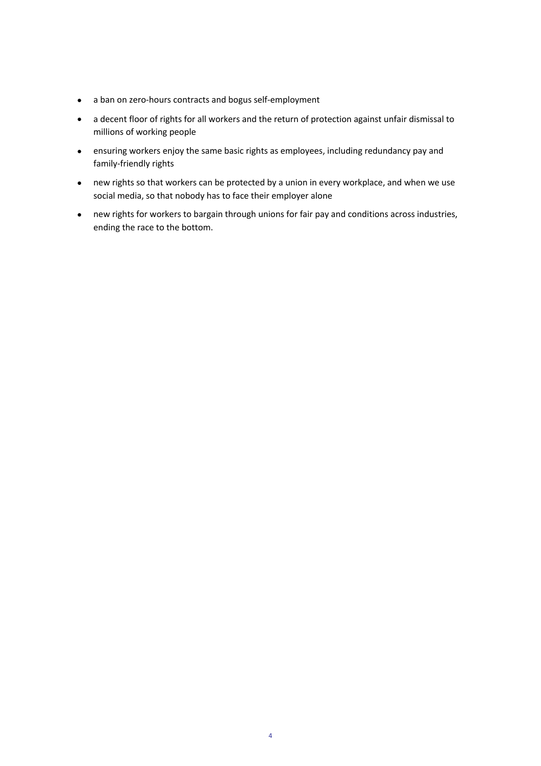- a ban on zero-hours contracts and bogus self-employment
- a decent floor of rights for all workers and the return of protection against unfair dismissal to millions of working people
- ensuring workers enjoy the same basic rights as employees, including redundancy pay and family-friendly rights
- new rights so that workers can be protected by a union in every workplace, and when we use social media, so that nobody has to face their employer alone
- new rights for workers to bargain through unions for fair pay and conditions across industries, ending the race to the bottom.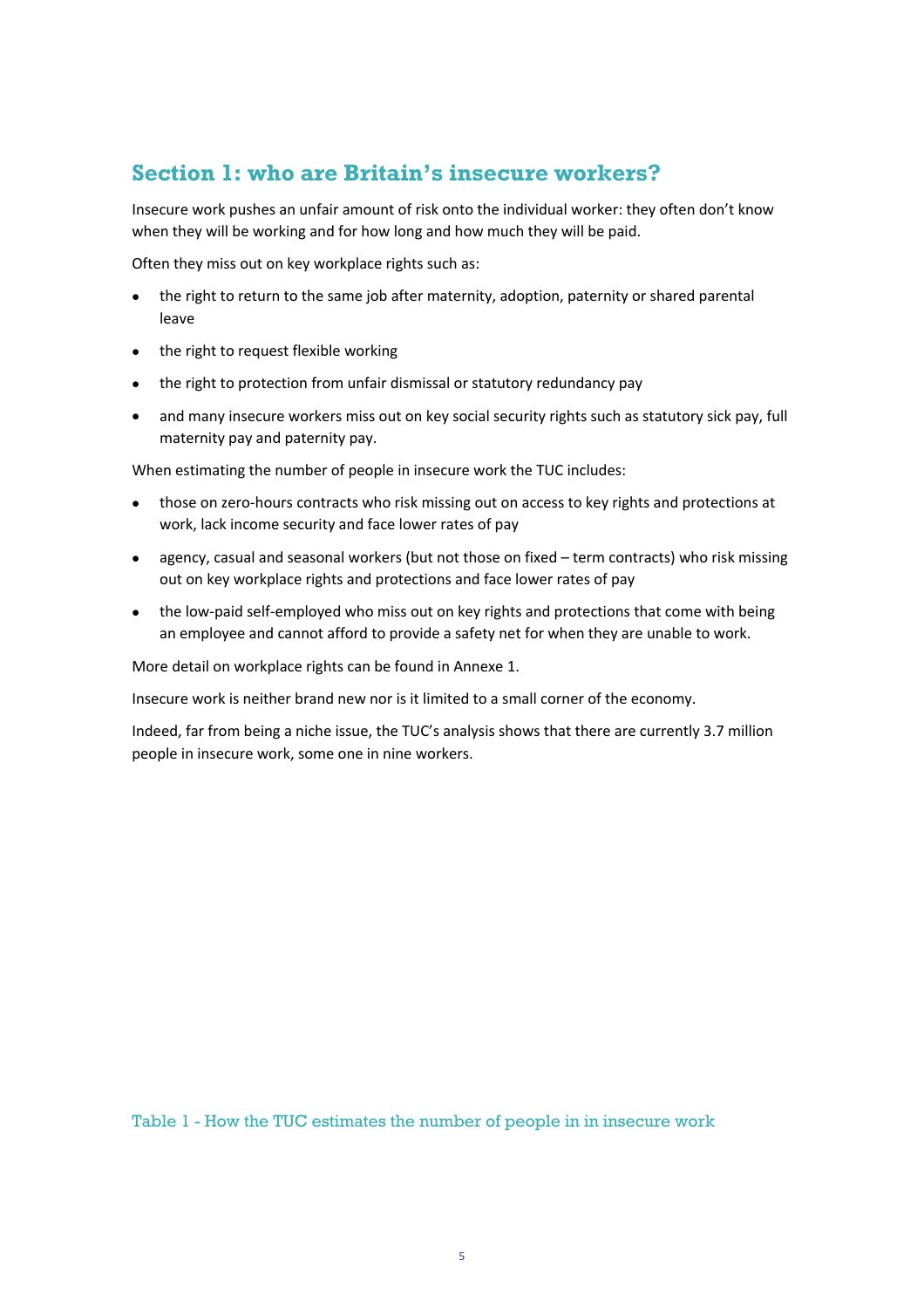## Section 1: who are Britain's insecure workers?

Insecure work pushes an unfair amount of risk onto the individual worker: they often don't know when they will be working and for how long and how much they will be paid.

Often they miss out on key workplace rights such as:

- the right to return to the same job after maternity, adoption, paternity or shared parental leave
- the right to request flexible working
- the right to protection from unfair dismissal or statutory redundancy pay
- and many insecure workers miss out on key social security rights such as statutory sick pay, full maternity pay and paternity pay.

When estimating the number of people in insecure work the TUC includes:

- those on zero-hours contracts who risk missing out on access to key rights and protections at work, lack income security and face lower rates of pay
- agency, casual and seasonal workers (but not those on fixed – term contracts) who risk missing out on key workplace rights and protections and face lower rates of pay
- the low-paid self-employed who miss out on key rights and protections that come with being an employee and cannot afford to provide a safety net for when they are unable to work.

More detail on workplace rights can be found in Annexe 1.

Insecure work is neither brand new nor is it limited to a small corner of the economy.

Indeed, far from being a niche issue, the TUC's analysis shows that there are currently 3.7 million people in insecure work, some one in nine workers.

Table 1 - How the TUC estimates the number of people in in insecure work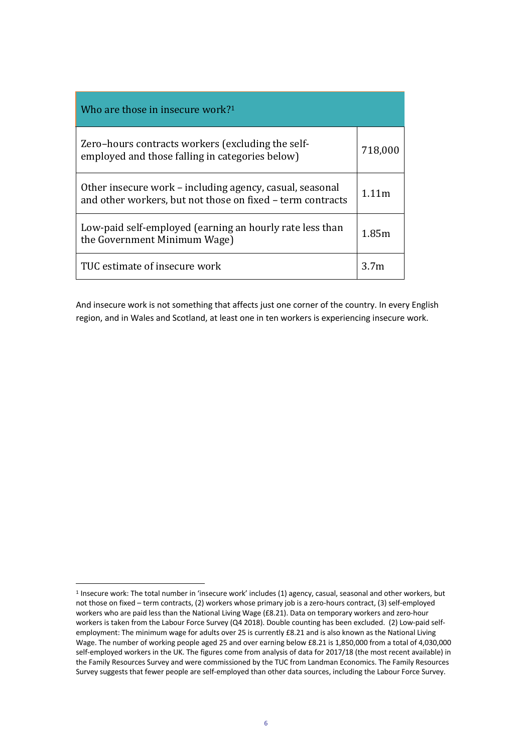| Who are those in insecure work?[1] | |
|---|---|
| Zero–hours contracts workers (excluding the self-employed and those falling in categories below) | 718,000 |
| Other insecure work – including agency, casual, seasonal and other workers, but not those on fixed – term contracts | 1.11m |
| Low-paid self-employed (earning an hourly rate less than the Government Minimum Wage) | 1.85m |
| TUC estimate of insecure work | 3.7m |

And insecure work is not something that affects just one corner of the country. In every English region, and in Wales and Scotland, at least one in ten workers is experiencing insecure work.

[1] Insecure work: The total number in 'insecure work' includes (1) agency, casual, seasonal and other workers, but not those on fixed – term contracts, (2) workers whose primary job is a zero-hours contract, (3) self-employed workers who are paid less than the National Living Wage (£8.21). Data on temporary workers and zero-hour workers is taken from the Labour Force Survey (Q4 2018). Double counting has been excluded. (2) Low-paid self-employment: The minimum wage for adults over 25 is currently £8.21 and is also known as the National Living Wage. The number of working people aged 25 and over earning below £8.21 is 1,850,000 from a total of 4,030,000 self-employed workers in the UK. The figures come from analysis of data for 2017/18 (the most recent available) in the Family Resources Survey and were commissioned by the TUC from Landman Economics. The Family Resources Survey suggests that fewer people are self-employed than other data sources, including the Labour Force Survey.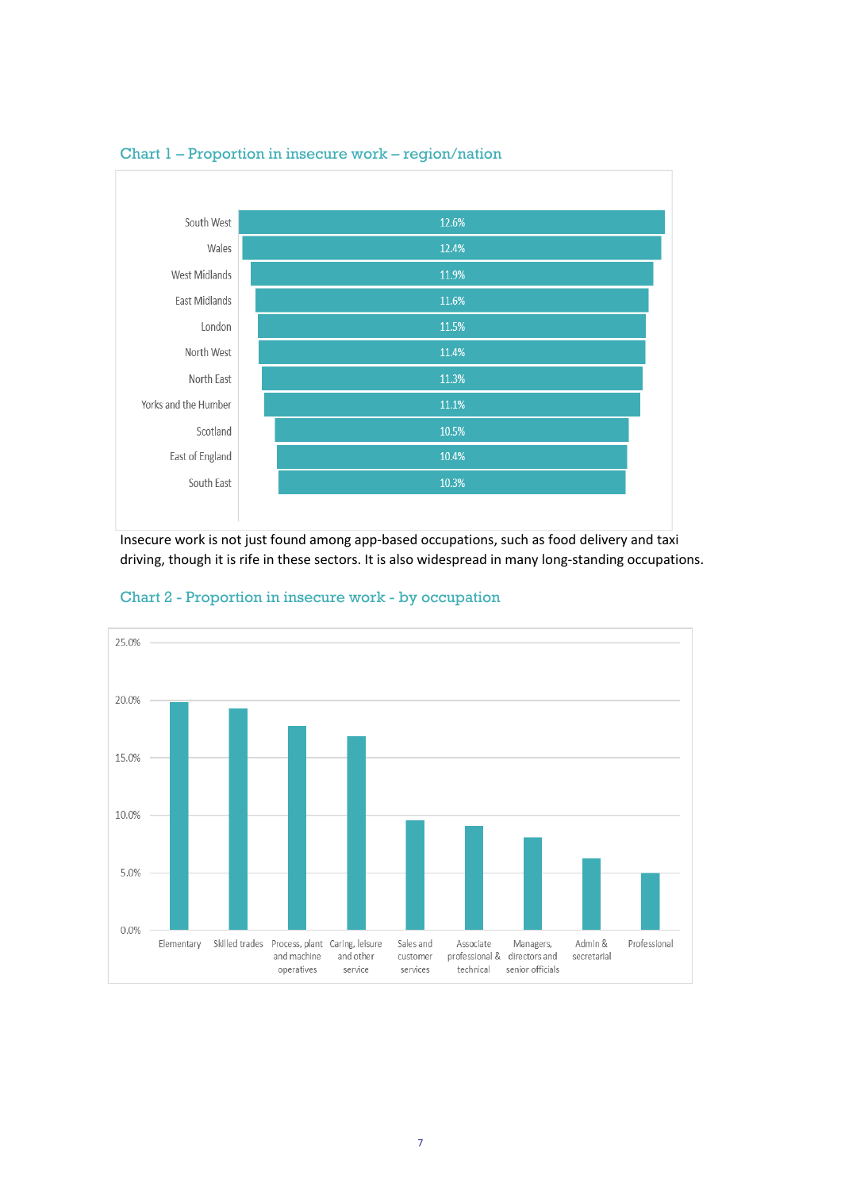### Chart 1 – Proportion in insecure work – region/nation

| Region/nation | Proportion in insecure work |
|---|---|
| South West | 12.6% |
| Wales | 12.4% |
| West Midlands | 11.9% |
| East Midlands | 11.6% |
| London | 11.5% |
| North West | 11.4% |
| North East | 11.3% |
| Yorks and the Humber | 11.1% |
| Scotland | 10.5% |
| East of England | 10.4% |
| South East | 10.3% |

Insecure work is not just found among app-based occupations, such as food delivery and taxi driving, though it is rife in these sectors. It is also widespread in many long-standing occupations.

### Chart 2 - Proportion in insecure work - by occupation

Occupations shown (y-axis 0.0%–25.0%): Elementary; Skilled trades; Process, plant and machine operatives; Caring, leisure and other service; Sales and customer services; Associate professional & technical; Managers, directors and senior officials; Admin & secretarial; Professional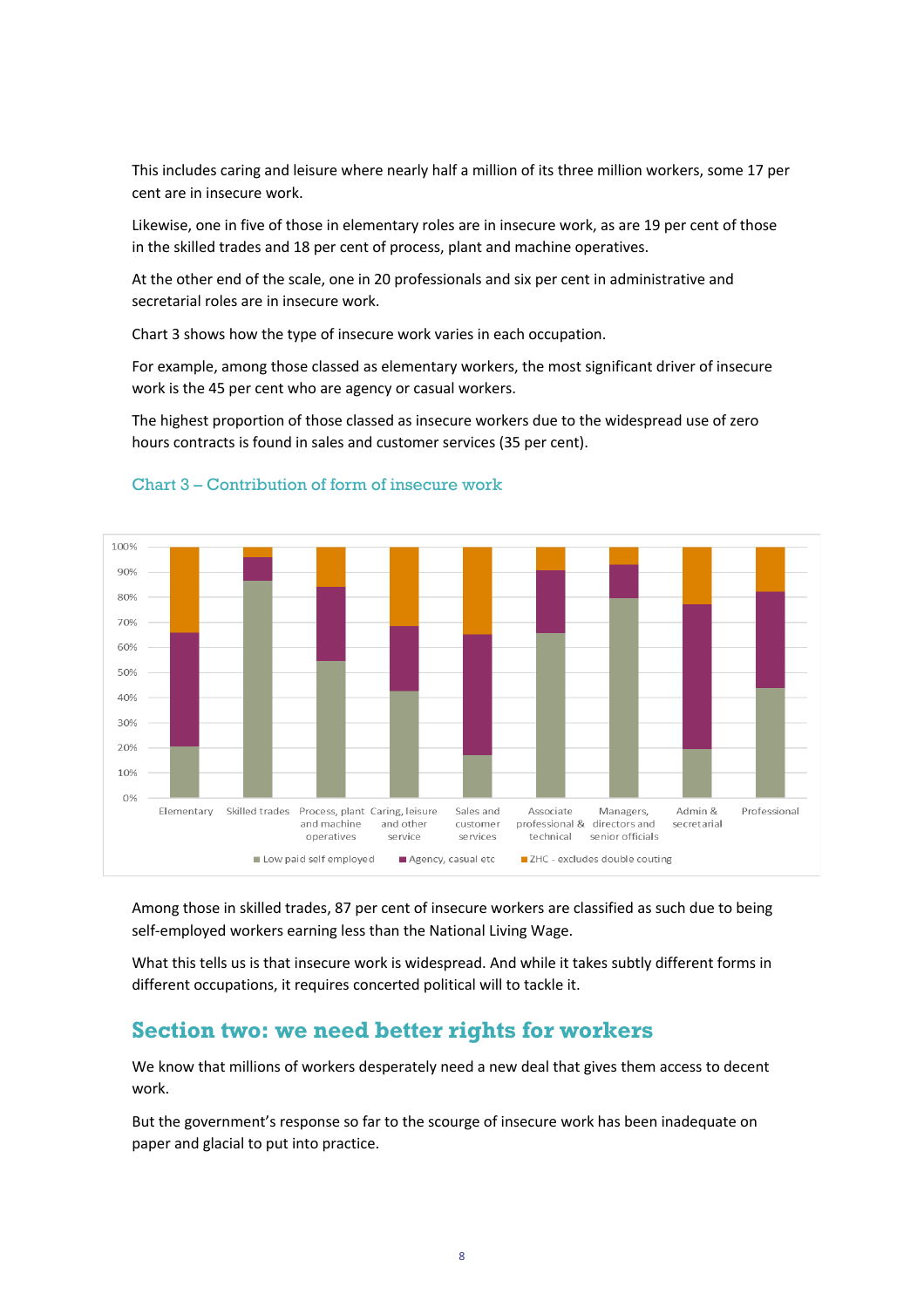This includes caring and leisure where nearly half a million of its three million workers, some 17 per cent are in insecure work.

Likewise, one in five of those in elementary roles are in insecure work, as are 19 per cent of those in the skilled trades and 18 per cent of process, plant and machine operatives.

At the other end of the scale, one in 20 professionals and six per cent in administrative and secretarial roles are in insecure work.

Chart 3 shows how the type of insecure work varies in each occupation.

For example, among those classed as elementary workers, the most significant driver of insecure work is the 45 per cent who are agency or casual workers.

The highest proportion of those classed as insecure workers due to the widespread use of zero hours contracts is found in sales and customer services (35 per cent).

### Chart 3 – Contribution of form of insecure work

Among those in skilled trades, 87 per cent of insecure workers are classified as such due to being self-employed workers earning less than the National Living Wage.

What this tells us is that insecure work is widespread. And while it takes subtly different forms in different occupations, it requires concerted political will to tackle it.

## Section two: we need better rights for workers

We know that millions of workers desperately need a new deal that gives them access to decent work.

But the government's response so far to the scourge of insecure work has been inadequate on paper and glacial to put into practice.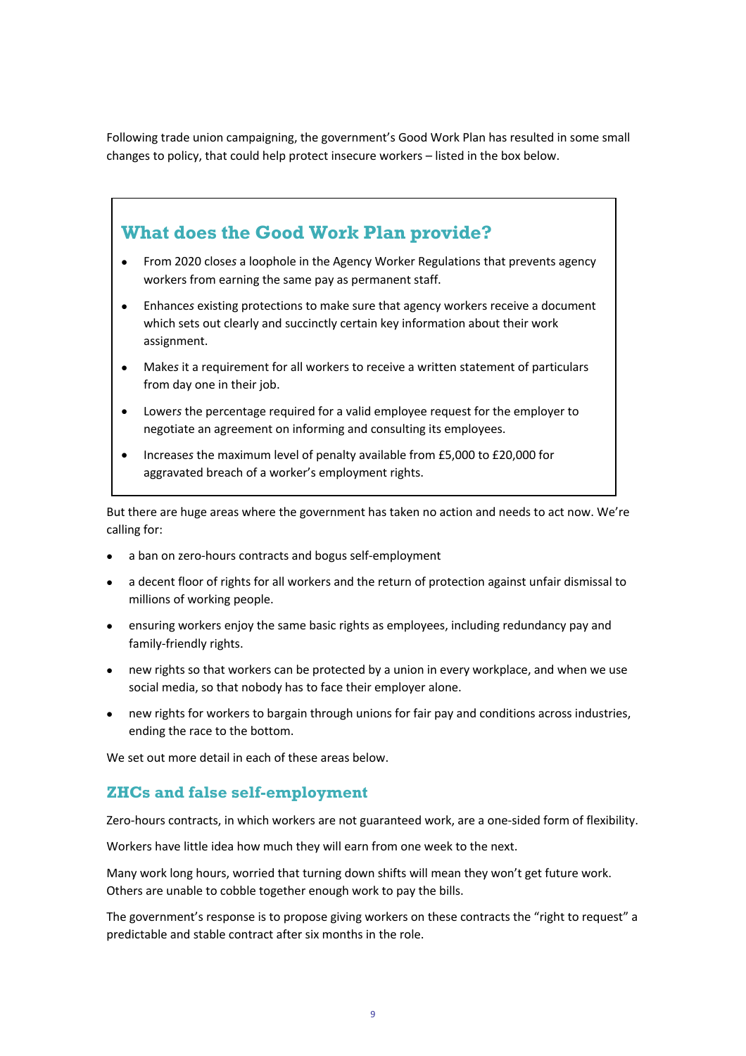Following trade union campaigning, the government's Good Work Plan has resulted in some small changes to policy, that could help protect insecure workers – listed in the box below.

## What does the Good Work Plan provide?

- From 2020 close*s* a loophole in the Agency Worker Regulations that prevents agency workers from earning the same pay as permanent staff.
- Enhance*s* existing protections to make sure that agency workers receive a document which sets out clearly and succinctly certain key information about their work assignment.
- Make*s* it a requirement for all workers to receive a written statement of particulars from day one in their job.
- Lower*s* the percentage required for a valid employee request for the employer to negotiate an agreement on informing and consulting its employees.
- Increase*s* the maximum level of penalty available from £5,000 to £20,000 for aggravated breach of a worker's employment rights.

But there are huge areas where the government has taken no action and needs to act now. We're calling for:

- a ban on zero-hours contracts and bogus self-employment
- a decent floor of rights for all workers and the return of protection against unfair dismissal to millions of working people.
- ensuring workers enjoy the same basic rights as employees, including redundancy pay and family-friendly rights.
- new rights so that workers can be protected by a union in every workplace, and when we use social media, so that nobody has to face their employer alone.
- new rights for workers to bargain through unions for fair pay and conditions across industries, ending the race to the bottom.

We set out more detail in each of these areas below.

## ZHCs and false self-employment

Zero-hours contracts, in which workers are not guaranteed work, are a one-sided form of flexibility.

Workers have little idea how much they will earn from one week to the next.

Many work long hours, worried that turning down shifts will mean they won't get future work. Others are unable to cobble together enough work to pay the bills.

The government's response is to propose giving workers on these contracts the "right to request" a predictable and stable contract after six months in the role.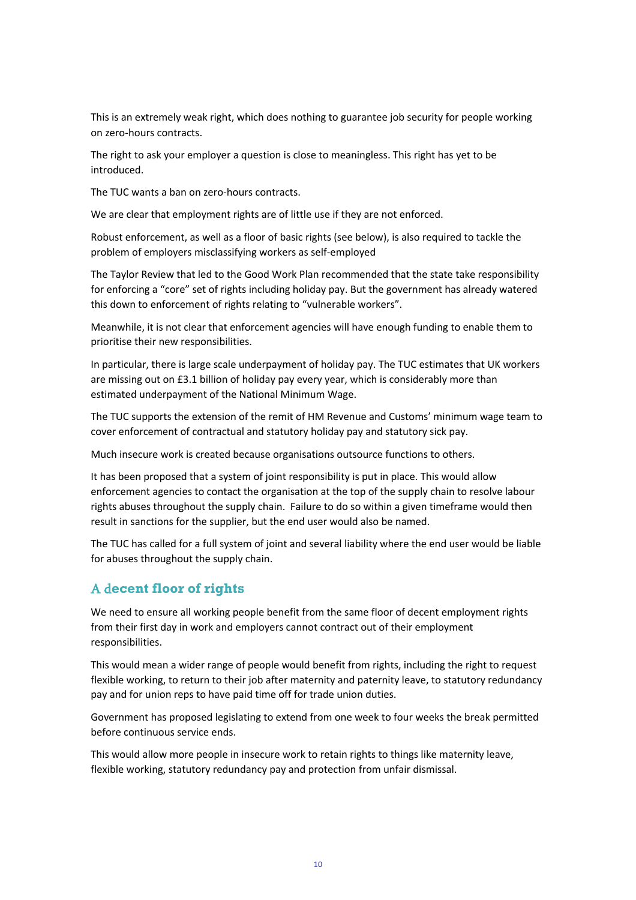This is an extremely weak right, which does nothing to guarantee job security for people working on zero-hours contracts.

The right to ask your employer a question is close to meaningless. This right has yet to be introduced.

The TUC wants a ban on zero-hours contracts.

We are clear that employment rights are of little use if they are not enforced.

Robust enforcement, as well as a floor of basic rights (see below), is also required to tackle the problem of employers misclassifying workers as self-employed

The Taylor Review that led to the Good Work Plan recommended that the state take responsibility for enforcing a "core" set of rights including holiday pay. But the government has already watered this down to enforcement of rights relating to "vulnerable workers".

Meanwhile, it is not clear that enforcement agencies will have enough funding to enable them to prioritise their new responsibilities.

In particular, there is large scale underpayment of holiday pay. The TUC estimates that UK workers are missing out on £3.1 billion of holiday pay every year, which is considerably more than estimated underpayment of the National Minimum Wage.

The TUC supports the extension of the remit of HM Revenue and Customs' minimum wage team to cover enforcement of contractual and statutory holiday pay and statutory sick pay.

Much insecure work is created because organisations outsource functions to others.

It has been proposed that a system of joint responsibility is put in place. This would allow enforcement agencies to contact the organisation at the top of the supply chain to resolve labour rights abuses throughout the supply chain. Failure to do so within a given timeframe would then result in sanctions for the supplier, but the end user would also be named.

The TUC has called for a full system of joint and several liability where the end user would be liable for abuses throughout the supply chain.

## A decent floor of rights

We need to ensure all working people benefit from the same floor of decent employment rights from their first day in work and employers cannot contract out of their employment responsibilities.

This would mean a wider range of people would benefit from rights, including the right to request flexible working, to return to their job after maternity and paternity leave, to statutory redundancy pay and for union reps to have paid time off for trade union duties.

Government has proposed legislating to extend from one week to four weeks the break permitted before continuous service ends.

This would allow more people in insecure work to retain rights to things like maternity leave, flexible working, statutory redundancy pay and protection from unfair dismissal.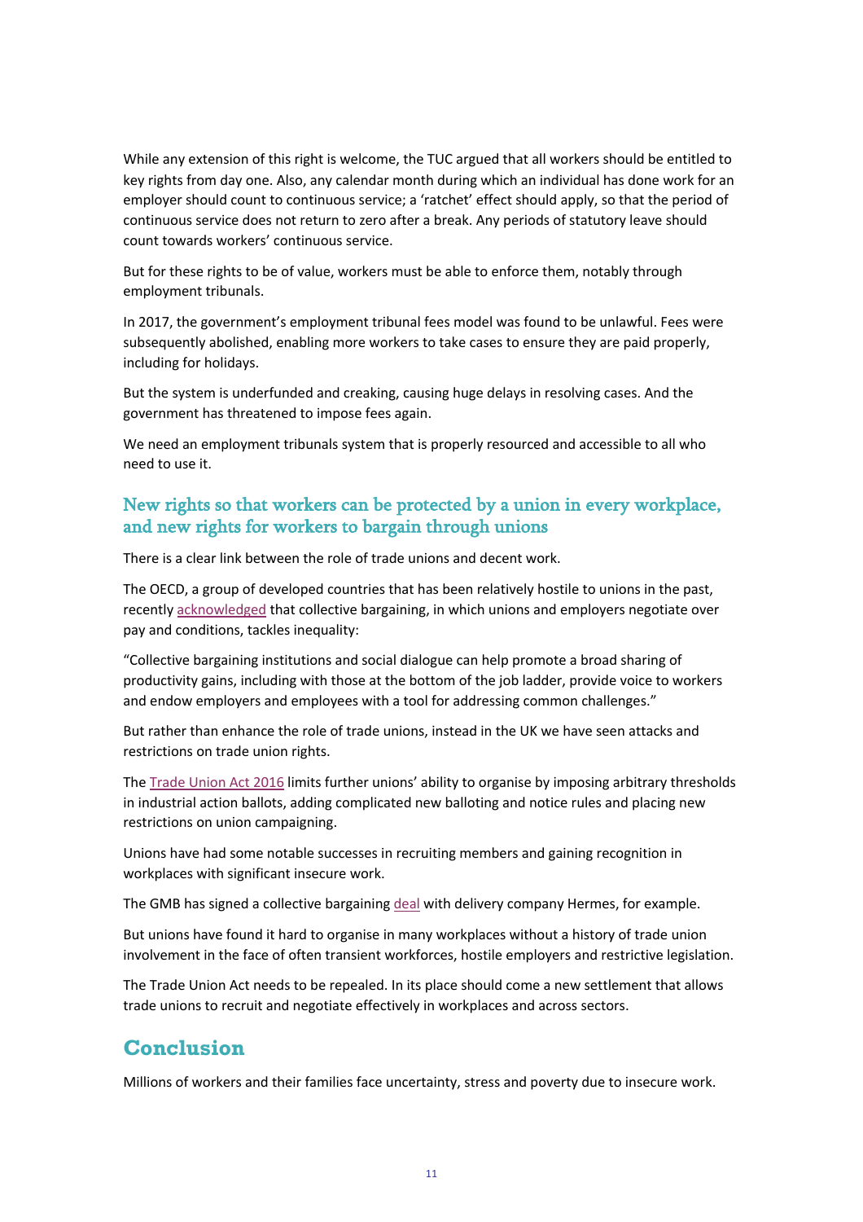While any extension of this right is welcome, the TUC argued that all workers should be entitled to key rights from day one. Also, any calendar month during which an individual has done work for an employer should count to continuous service; a 'ratchet' effect should apply, so that the period of continuous service does not return to zero after a break. Any periods of statutory leave should count towards workers' continuous service.

But for these rights to be of value, workers must be able to enforce them, notably through employment tribunals.

In 2017, the government's employment tribunal fees model was found to be unlawful. Fees were subsequently abolished, enabling more workers to take cases to ensure they are paid properly, including for holidays.

But the system is underfunded and creaking, causing huge delays in resolving cases. And the government has threatened to impose fees again.

We need an employment tribunals system that is properly resourced and accessible to all who need to use it.

### New rights so that workers can be protected by a union in every workplace, and new rights for workers to bargain through unions

There is a clear link between the role of trade unions and decent work.

The OECD, a group of developed countries that has been relatively hostile to unions in the past, recently acknowledged that collective bargaining, in which unions and employers negotiate over pay and conditions, tackles inequality:

"Collective bargaining institutions and social dialogue can help promote a broad sharing of productivity gains, including with those at the bottom of the job ladder, provide voice to workers and endow employers and employees with a tool for addressing common challenges."

But rather than enhance the role of trade unions, instead in the UK we have seen attacks and restrictions on trade union rights.

The Trade Union Act 2016 limits further unions' ability to organise by imposing arbitrary thresholds in industrial action ballots, adding complicated new balloting and notice rules and placing new restrictions on union campaigning.

Unions have had some notable successes in recruiting members and gaining recognition in workplaces with significant insecure work.

The GMB has signed a collective bargaining deal with delivery company Hermes, for example.

But unions have found it hard to organise in many workplaces without a history of trade union involvement in the face of often transient workforces, hostile employers and restrictive legislation.

The Trade Union Act needs to be repealed. In its place should come a new settlement that allows trade unions to recruit and negotiate effectively in workplaces and across sectors.

## Conclusion

Millions of workers and their families face uncertainty, stress and poverty due to insecure work.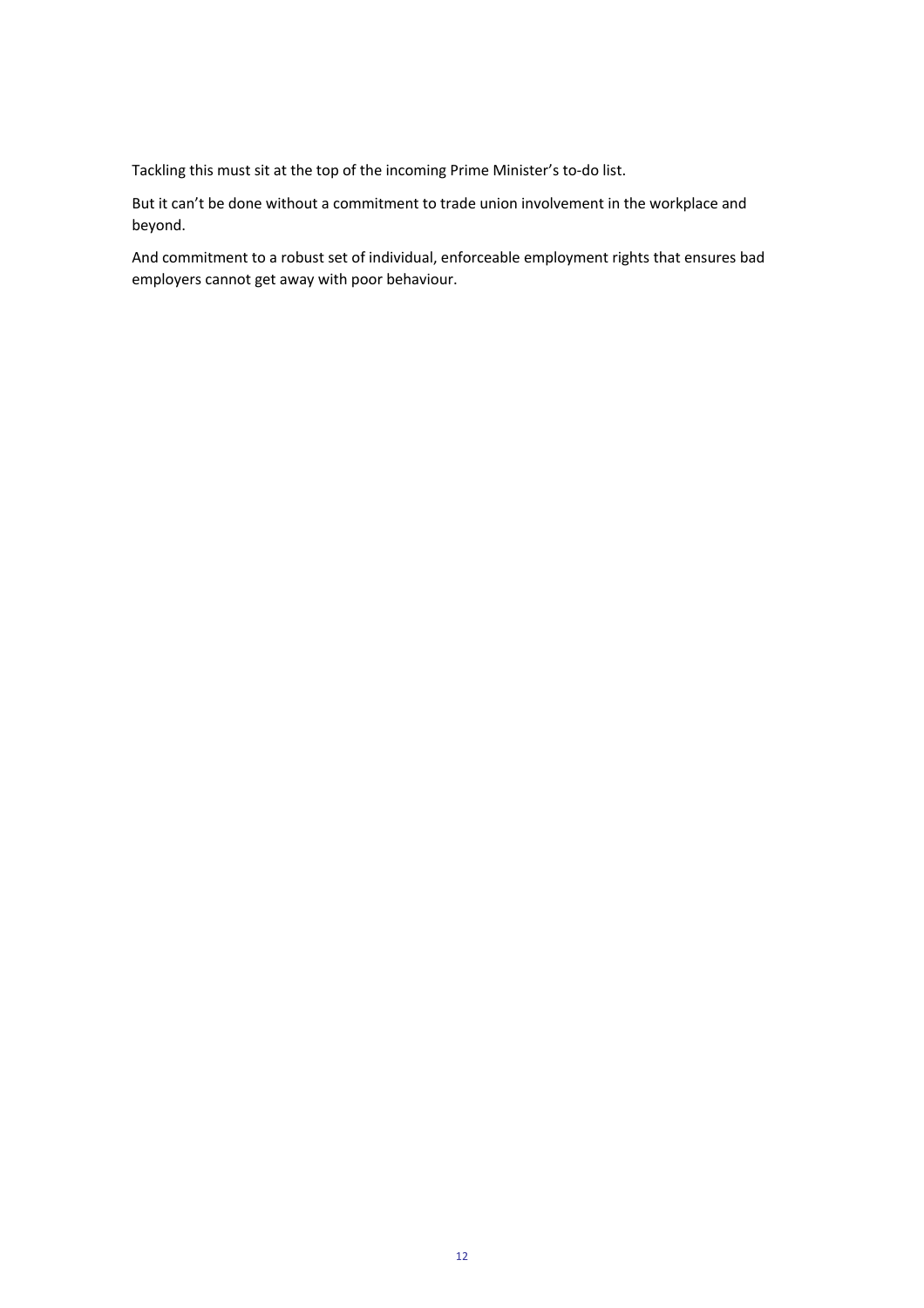Tackling this must sit at the top of the incoming Prime Minister's to-do list.

But it can't be done without a commitment to trade union involvement in the workplace and beyond.

And commitment to a robust set of individual, enforceable employment rights that ensures bad employers cannot get away with poor behaviour.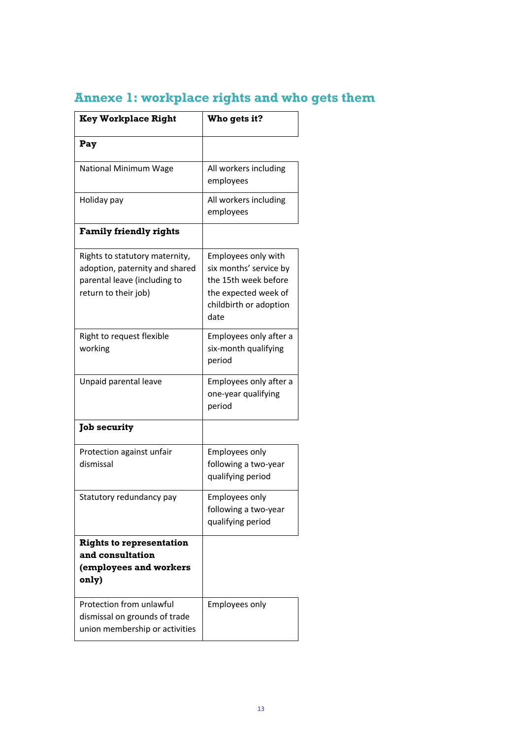## Annexe 1: workplace rights and who gets them

| Key Workplace Right | Who gets it? |
|---|---|
| **Pay** | |
| National Minimum Wage | All workers including employees |
| Holiday pay | All workers including employees |
| **Family friendly rights** | |
| Rights to statutory maternity, adoption, paternity and shared parental leave (including to return to their job) | Employees only with six months' service by the 15th week before the expected week of childbirth or adoption date |
| Right to request flexible working | Employees only after a six-month qualifying period |
| Unpaid parental leave | Employees only after a one-year qualifying period |
| **Job security** | |
| Protection against unfair dismissal | Employees only following a two-year qualifying period |
| Statutory redundancy pay | Employees only following a two-year qualifying period |
| **Rights to representation and consultation (employees and workers only)** | |
| Protection from unlawful dismissal on grounds of trade union membership or activities | Employees only |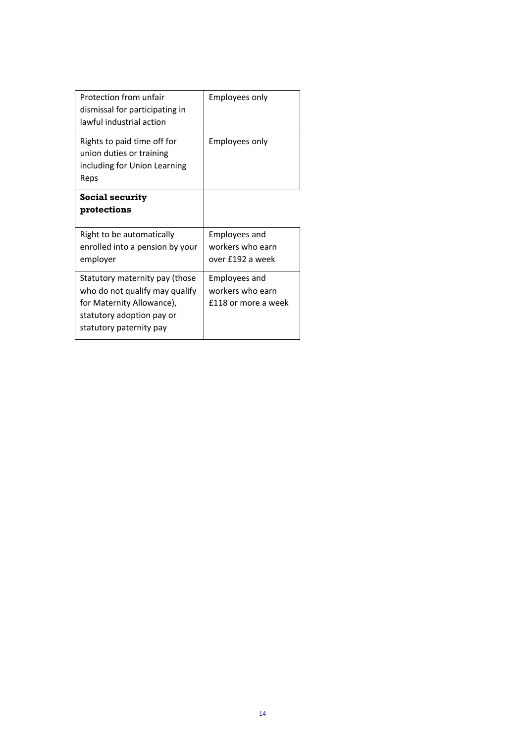| | |
|---|---|
| Protection from unfair dismissal for participating in lawful industrial action | Employees only |
| Rights to paid time off for union duties or training including for Union Learning Reps | Employees only |
| **Social security protections** | |
| Right to be automatically enrolled into a pension by your employer | Employees and workers who earn over £192 a week |
| Statutory maternity pay (those who do not qualify may qualify for Maternity Allowance), statutory adoption pay or statutory paternity pay | Employees and workers who earn £118 or more a week |